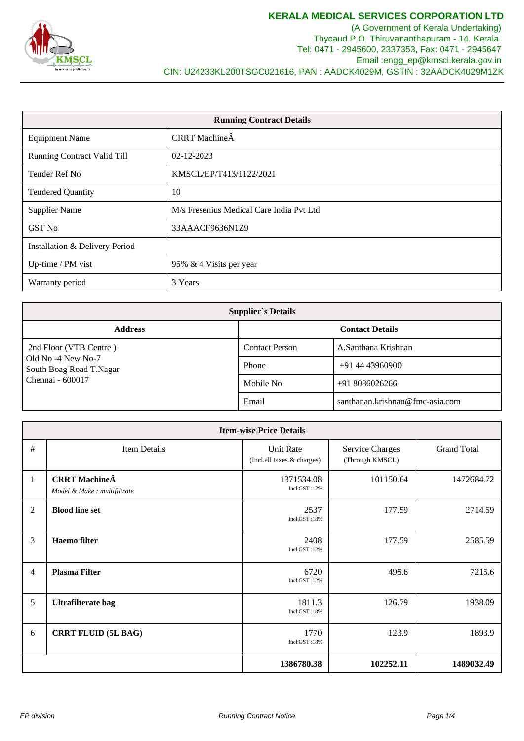# KERALA MEDICAL SERVICES CORPORATION LTD

(A Government of Kerala Undertaking)
Thycaud P.O, Thiruvananthapuram - 14, Kerala.
Tel: 0471 - 2945600, 2337353, Fax: 0471 - 2945647
Email :engg_ep@kmscl.kerala.gov.in
CIN: U24233KL200TSGC021616, PAN : AADCK4029M, GSTIN : 32AADCK4029M1ZK

| Running Contract Details | |
|---|---|
| Equipment Name | CRRT MachineÂ |
| Running Contract Valid Till | 02-12-2023 |
| Tender Ref No | KMSCL/EP/T413/1122/2021 |
| Tendered Quantity | 10 |
| Supplier Name | M/s Fresenius Medical Care India Pvt Ltd |
| GST No | 33AAACF9636N1Z9 |
| Installation & Delivery Period | |
| Up-time / PM vist | 95% & 4 Visits per year |
| Warranty period | 3 Years |

| Supplier`s Details | | |
|---|---|---|
| **Address** | **Contact Details** | |
| 2nd Floor (VTB Centre ) Old No -4 New No-7 South Boag Road T.Nagar Chennai - 600017 | Contact Person | A.Santhana Krishnan |
| | Phone | +91 44 43960900 |
| | Mobile No | +91 8086026266 |
| | Email | santhanan.krishnan@fmc-asia.com |

| # | Item Details | Unit Rate (Incl.all taxes & charges) | Service Charges (Through KMSCL) | Grand Total |
|---|---|---|---|---|
| 1 | **CRRT MachineÂ** *Model & Make : multifiltrate* | 1371534.08 Incl.GST :12% | 101150.64 | 1472684.72 |
| 2 | **Blood line set** | 2537 Incl.GST :18% | 177.59 | 2714.59 |
| 3 | **Haemo filter** | 2408 Incl.GST :12% | 177.59 | 2585.59 |
| 4 | **Plasma Filter** | 6720 Incl.GST :12% | 495.6 | 7215.6 |
| 5 | **Ultrafilterate bag** | 1811.3 Incl.GST :18% | 126.79 | 1938.09 |
| 6 | **CRRT FLUID (5L BAG)** | 1770 Incl.GST :18% | 123.9 | 1893.9 |
| | | **1386780.38** | **102252.11** | **1489032.49** |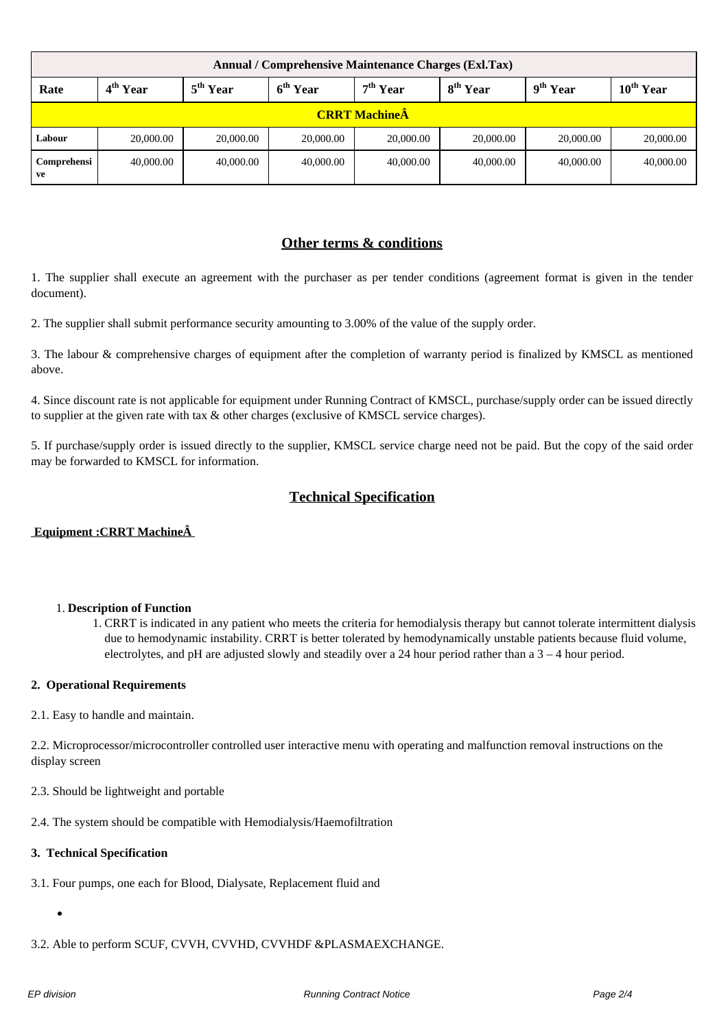| Annual / Comprehensive Maintenance Charges (Exl.Tax) | | | | | | | |
|---|---|---|---|---|---|---|---|
| Rate | 4th Year | 5th Year | 6th Year | 7th Year | 8th Year | 9th Year | 10th Year |
| **CRRT MachineÂ** | | | | | | | |
| Labour | 20,000.00 | 20,000.00 | 20,000.00 | 20,000.00 | 20,000.00 | 20,000.00 | 20,000.00 |
| Comprehensive | 40,000.00 | 40,000.00 | 40,000.00 | 40,000.00 | 40,000.00 | 40,000.00 | 40,000.00 |

## Other terms & conditions

1. The supplier shall execute an agreement with the purchaser as per tender conditions (agreement format is given in the tender document).

2. The supplier shall submit performance security amounting to 3.00% of the value of the supply order.

3. The labour & comprehensive charges of equipment after the completion of warranty period is finalized by KMSCL as mentioned above.

4. Since discount rate is not applicable for equipment under Running Contract of KMSCL, purchase/supply order can be issued directly to supplier at the given rate with tax & other charges (exclusive of KMSCL service charges).

5. If purchase/supply order is issued directly to the supplier, KMSCL service charge need not be paid. But the copy of the said order may be forwarded to KMSCL for information.

## Technical Specification

**Equipment :CRRT MachineÂ**

1. **Description of Function**
    1. CRRT is indicated in any patient who meets the criteria for hemodialysis therapy but cannot tolerate intermittent dialysis due to hemodynamic instability. CRRT is better tolerated by hemodynamically unstable patients because fluid volume, electrolytes, and pH are adjusted slowly and steadily over a 24 hour period rather than a 3 – 4 hour period.

**2. Operational Requirements**

2.1. Easy to handle and maintain.

2.2. Microprocessor/microcontroller controlled user interactive menu with operating and malfunction removal instructions on the display screen

2.3. Should be lightweight and portable

2.4. The system should be compatible with Hemodialysis/Haemofiltration

**3. Technical Specification**

3.1. Four pumps, one each for Blood, Dialysate, Replacement fluid and

- 

3.2. Able to perform SCUF, CVVH, CVVHD, CVVHDF &PLASMAEXCHANGE.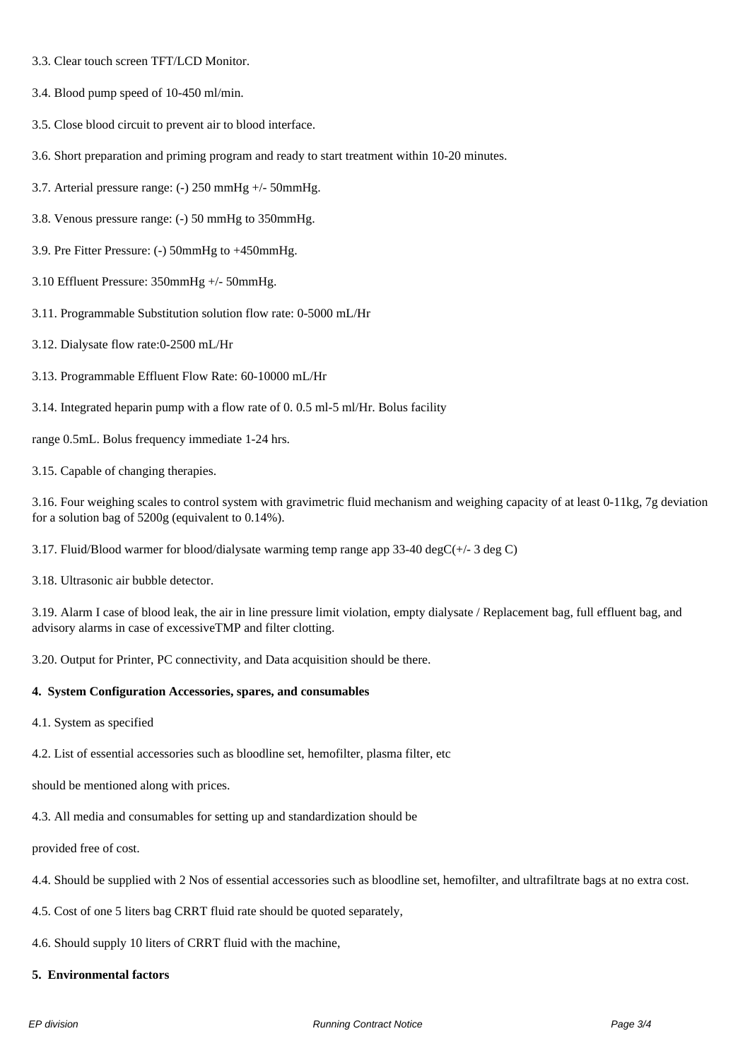3.3. Clear touch screen TFT/LCD Monitor.

3.4. Blood pump speed of 10-450 ml/min.

3.5. Close blood circuit to prevent air to blood interface.

3.6. Short preparation and priming program and ready to start treatment within 10-20 minutes.

3.7. Arterial pressure range: (-) 250 mmHg +/- 50mmHg.

3.8. Venous pressure range: (-) 50 mmHg to 350mmHg.

3.9. Pre Fitter Pressure: (-) 50mmHg to +450mmHg.

3.10 Effluent Pressure: 350mmHg +/- 50mmHg.

3.11. Programmable Substitution solution flow rate: 0-5000 mL/Hr

3.12. Dialysate flow rate:0-2500 mL/Hr

3.13. Programmable Effluent Flow Rate: 60-10000 mL/Hr

3.14. Integrated heparin pump with a flow rate of 0. 0.5 ml-5 ml/Hr. Bolus facility

range 0.5mL. Bolus frequency immediate 1-24 hrs.

3.15. Capable of changing therapies.

3.16. Four weighing scales to control system with gravimetric fluid mechanism and weighing capacity of at least 0-11kg, 7g deviation for a solution bag of 5200g (equivalent to 0.14%).

3.17. Fluid/Blood warmer for blood/dialysate warming temp range app 33-40 degC(+/- 3 deg C)

3.18. Ultrasonic air bubble detector.

3.19. Alarm I case of blood leak, the air in line pressure limit violation, empty dialysate / Replacement bag, full effluent bag, and advisory alarms in case of excessiveTMP and filter clotting.

3.20. Output for Printer, PC connectivity, and Data acquisition should be there.

**4. System Configuration Accessories, spares, and consumables**

4.1. System as specified

4.2. List of essential accessories such as bloodline set, hemofilter, plasma filter, etc

should be mentioned along with prices.

4.3. All media and consumables for setting up and standardization should be

provided free of cost.

4.4. Should be supplied with 2 Nos of essential accessories such as bloodline set, hemofilter, and ultrafiltrate bags at no extra cost.

4.5. Cost of one 5 liters bag CRRT fluid rate should be quoted separately,

4.6. Should supply 10 liters of CRRT fluid with the machine,

**5. Environmental factors**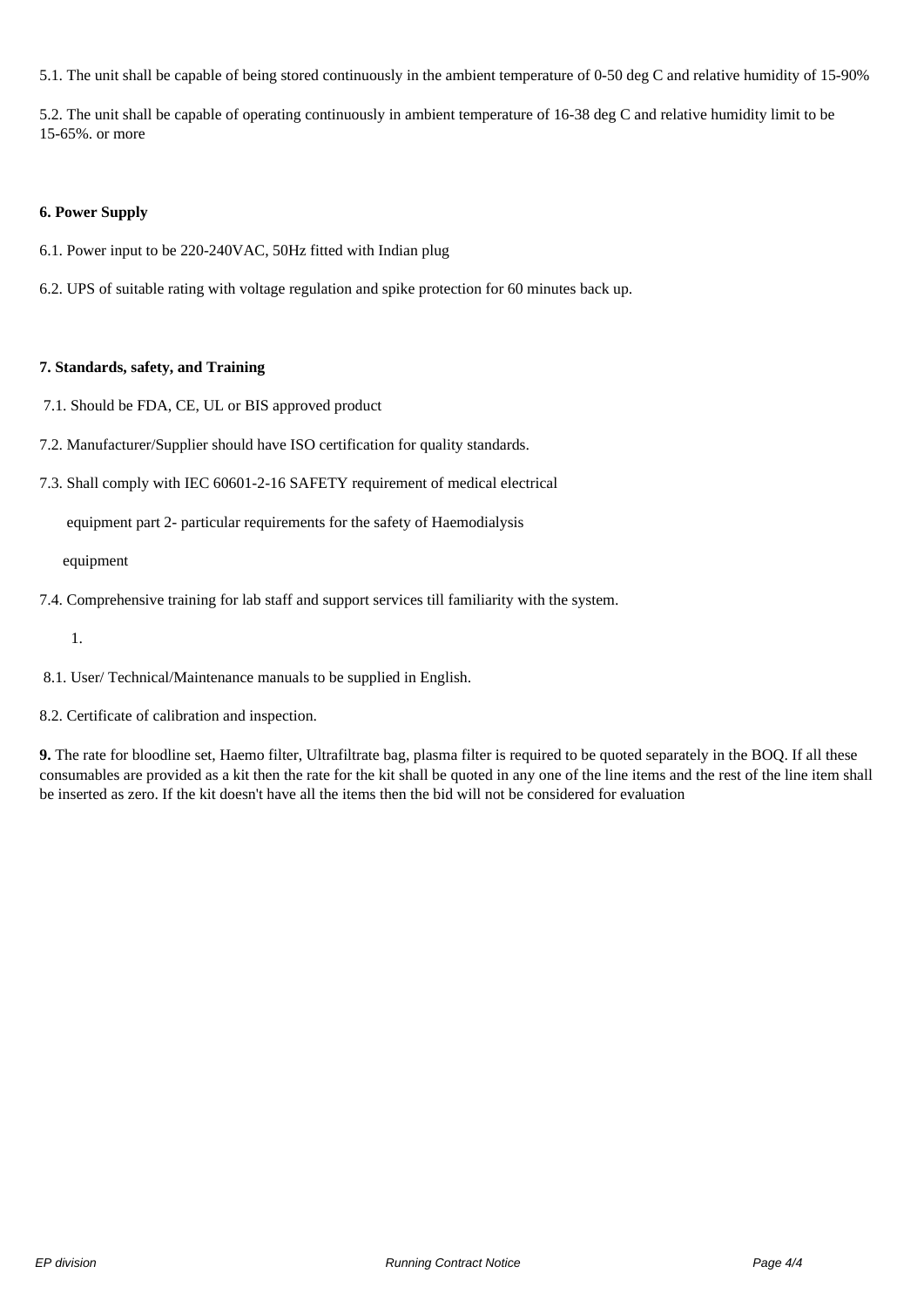5.1. The unit shall be capable of being stored continuously in the ambient temperature of 0-50 deg C and relative humidity of 15-90%

5.2. The unit shall be capable of operating continuously in ambient temperature of 16-38 deg C and relative humidity limit to be 15-65%. or more

**6. Power Supply**

6.1. Power input to be 220-240VAC, 50Hz fitted with Indian plug

6.2. UPS of suitable rating with voltage regulation and spike protection for 60 minutes back up.

**7. Standards, safety, and Training**

7.1. Should be FDA, CE, UL or BIS approved product

7.2. Manufacturer/Supplier should have ISO certification for quality standards.

7.3. Shall comply with IEC 60601-2-16 SAFETY requirement of medical electrical

equipment part 2- particular requirements for the safety of Haemodialysis

equipment

7.4. Comprehensive training for lab staff and support services till familiarity with the system.

1.

8.1. User/ Technical/Maintenance manuals to be supplied in English.

8.2. Certificate of calibration and inspection.

**9.** The rate for bloodline set, Haemo filter, Ultrafiltrate bag, plasma filter is required to be quoted separately in the BOQ. If all these consumables are provided as a kit then the rate for the kit shall be quoted in any one of the line items and the rest of the line item shall be inserted as zero. If the kit doesn't have all the items then the bid will not be considered for evaluation